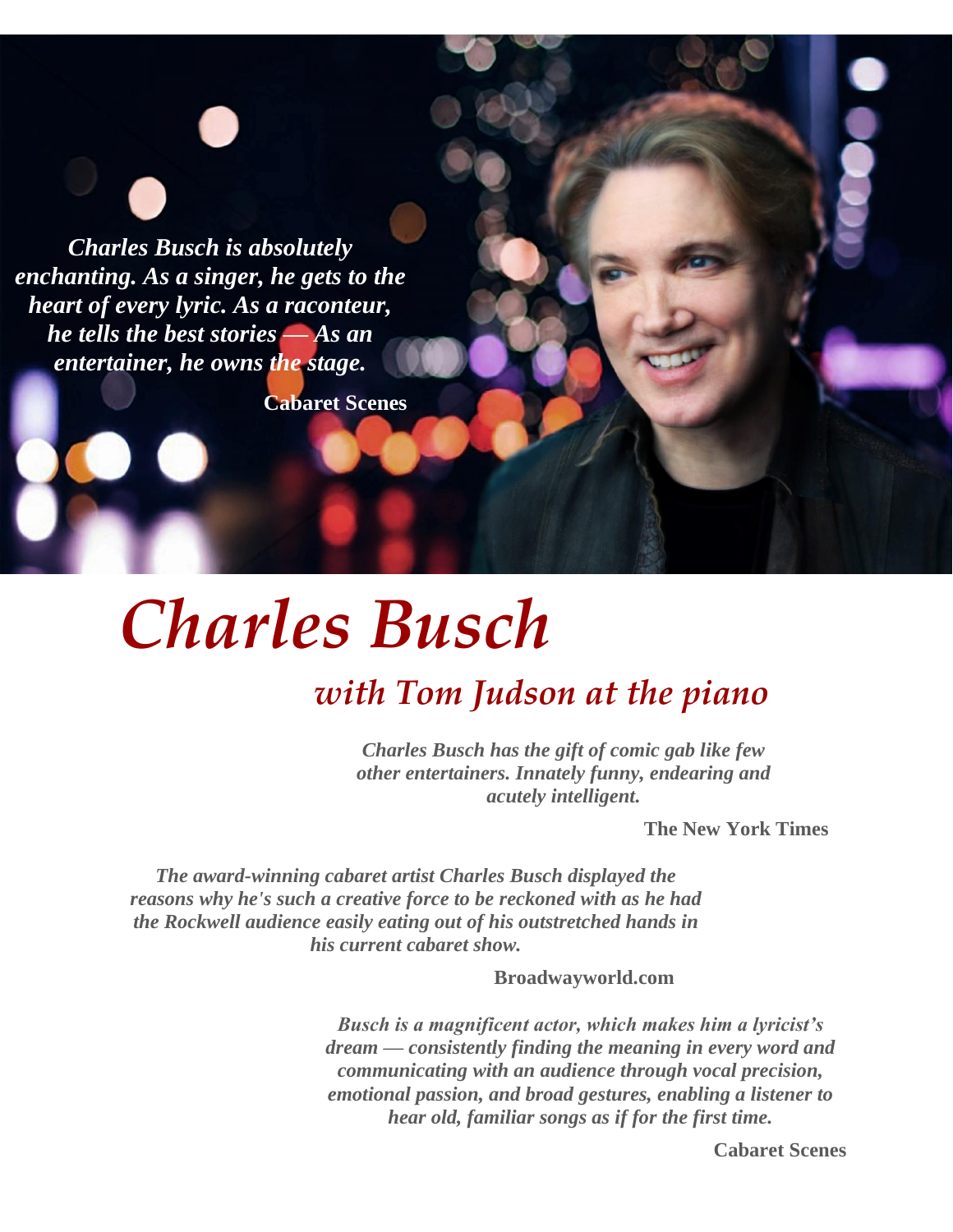*Charles Busch is absolutely enchanting. As a singer, he gets to the heart of every lyric. As a raconteur, he tells the best stories — As an entertainer, he owns the stage.*

**Cabaret Scenes**

# *Charles Busch*

## *with Tom Judson at the piano*

*Charles Busch has the gift of comic gab like few other entertainers. Innately funny, endearing and acutely intelligent.*

**The New York Times**

*The award-winning cabaret artist Charles Busch displayed the reasons why he's such a creative force to be reckoned with as he had the Rockwell audience easily eating out of his outstretched hands in his current cabaret show.*

**Broadwayworld.com**

*Busch is a magnificent actor, which makes him a lyricist's dream — consistently finding the meaning in every word and communicating with an audience through vocal precision, emotional passion, and broad gestures, enabling a listener to hear old, familiar songs as if for the first time.*

**Cabaret Scenes**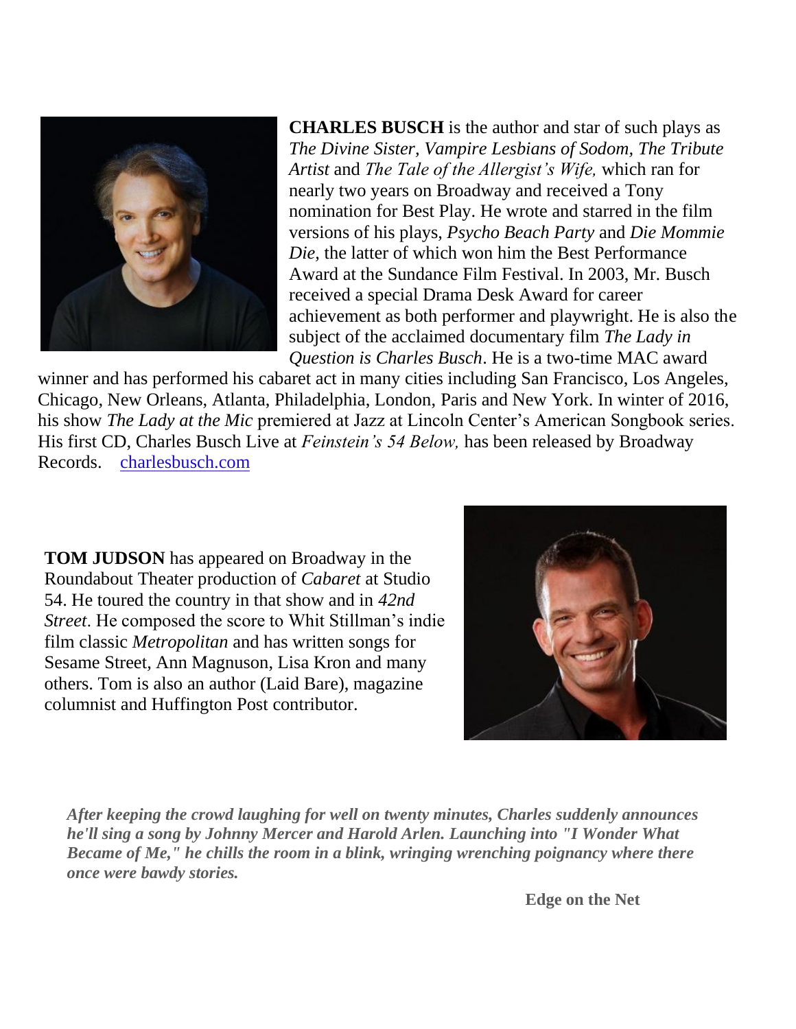**CHARLES BUSCH** is the author and star of such plays as *The Divine Sister, Vampire Lesbians of Sodom, The Tribute Artist* and *The Tale of the Allergist's Wife,* which ran for nearly two years on Broadway and received a Tony nomination for Best Play. He wrote and starred in the film versions of his plays, *Psycho Beach Party* and *Die Mommie Die,* the latter of which won him the Best Performance Award at the Sundance Film Festival. In 2003, Mr. Busch received a special Drama Desk Award for career achievement as both performer and playwright. He is also the subject of the acclaimed documentary film *The Lady in Question is Charles Busch*. He is a two-time MAC award winner and has performed his cabaret act in many cities including San Francisco, Los Angeles, Chicago, New Orleans, Atlanta, Philadelphia, London, Paris and New York. In winter of 2016, his show *The Lady at the Mic* premiered at Jazz at Lincoln Center's American Songbook series. His first CD, Charles Busch Live at *Feinstein's 54 Below,* has been released by Broadway Records. [charlesbusch.com](http://charlesbusch.com)

**TOM JUDSON** has appeared on Broadway in the Roundabout Theater production of *Cabaret* at Studio 54. He toured the country in that show and in *42nd Street*. He composed the score to Whit Stillman's indie film classic *Metropolitan* and has written songs for Sesame Street, Ann Magnuson, Lisa Kron and many others. Tom is also an author (Laid Bare), magazine columnist and Huffington Post contributor.

***After keeping the crowd laughing for well on twenty minutes, Charles suddenly announces he'll sing a song by Johnny Mercer and Harold Arlen. Launching into "I Wonder What Became of Me," he chills the room in a blink, wringing wrenching poignancy where there once were bawdy stories.***

**Edge on the Net**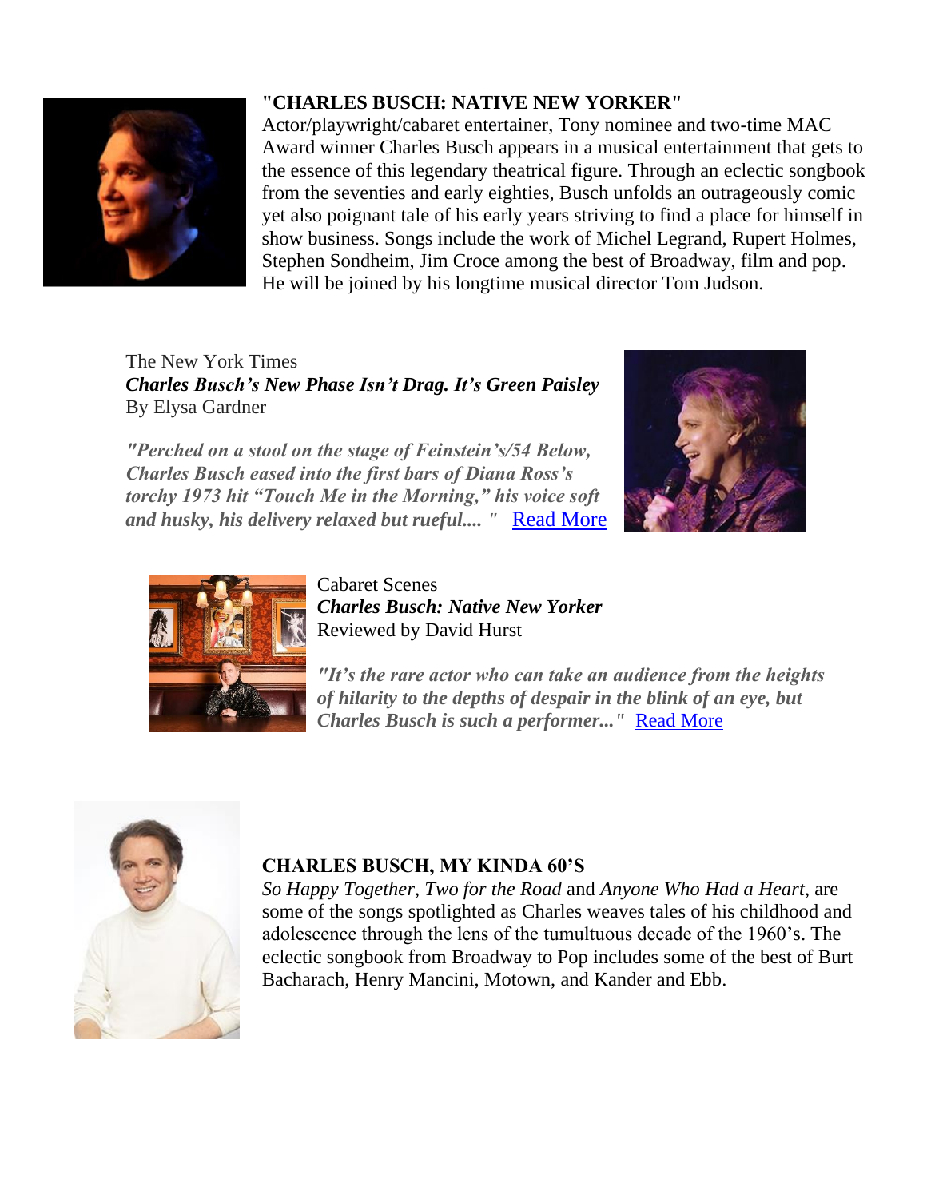**"CHARLES BUSCH: NATIVE NEW YORKER"**

Actor/playwright/cabaret entertainer, Tony nominee and two-time MAC Award winner Charles Busch appears in a musical entertainment that gets to the essence of this legendary theatrical figure. Through an eclectic songbook from the seventies and early eighties, Busch unfolds an outrageously comic yet also poignant tale of his early years striving to find a place for himself in show business. Songs include the work of Michel Legrand, Rupert Holmes, Stephen Sondheim, Jim Croce among the best of Broadway, film and pop. He will be joined by his longtime musical director Tom Judson.

The New York Times
***Charles Busch's New Phase Isn't Drag. It's Green Paisley***
By Elysa Gardner

***"Perched on a stool on the stage of Feinstein's/54 Below, Charles Busch eased into the first bars of Diana Ross's torchy 1973 hit "Touch Me in the Morning," his voice soft and husky, his delivery relaxed but rueful.... "*** Read More

Cabaret Scenes
***Charles Busch: Native New Yorker***
Reviewed by David Hurst

***"It's the rare actor who can take an audience from the heights of hilarity to the depths of despair in the blink of an eye, but Charles Busch is such a performer..."*** Read More

**CHARLES BUSCH, MY KINDA 60'S**

*So Happy Together*, *Two for the Road* and *Anyone Who Had a Heart*, are some of the songs spotlighted as Charles weaves tales of his childhood and adolescence through the lens of the tumultuous decade of the 1960's. The eclectic songbook from Broadway to Pop includes some of the best of Burt Bacharach, Henry Mancini, Motown, and Kander and Ebb.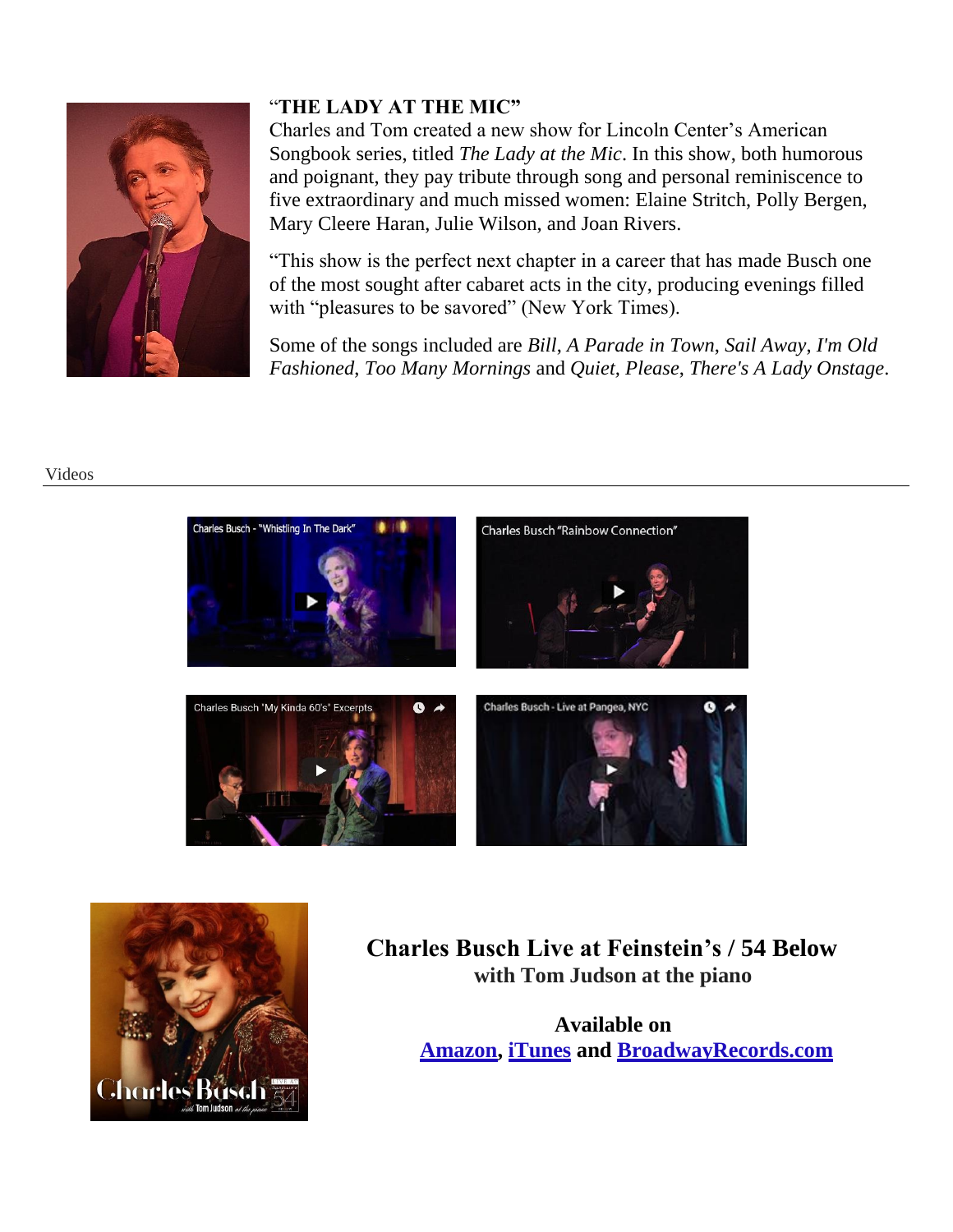**"THE LADY AT THE MIC"**

Charles and Tom created a new show for Lincoln Center's American Songbook series, titled *The Lady at the Mic*. In this show, both humorous and poignant, they pay tribute through song and personal reminiscence to five extraordinary and much missed women: Elaine Stritch, Polly Bergen, Mary Cleere Haran, Julie Wilson, and Joan Rivers.

"This show is the perfect next chapter in a career that has made Busch one of the most sought after cabaret acts in the city, producing evenings filled with "pleasures to be savored" (New York Times).

Some of the songs included are *Bill*, *A Parade in Town*, *Sail Away*, *I'm Old Fashioned*, *Too Many Mornings* and *Quiet, Please, There's A Lady Onstage*.

Videos

---

Charles Busch - "Whistling In The Dark"

Charles Busch "Rainbow Connection"

Charles Busch 'My Kinda 60's' Excerpts

Charles Busch - Live at Pangea, NYC

**Charles Busch Live at Feinstein's / 54 Below**
**with Tom Judson at the piano**

**Available on**
**[Amazon](), [iTunes]() and [BroadwayRecords.com]()**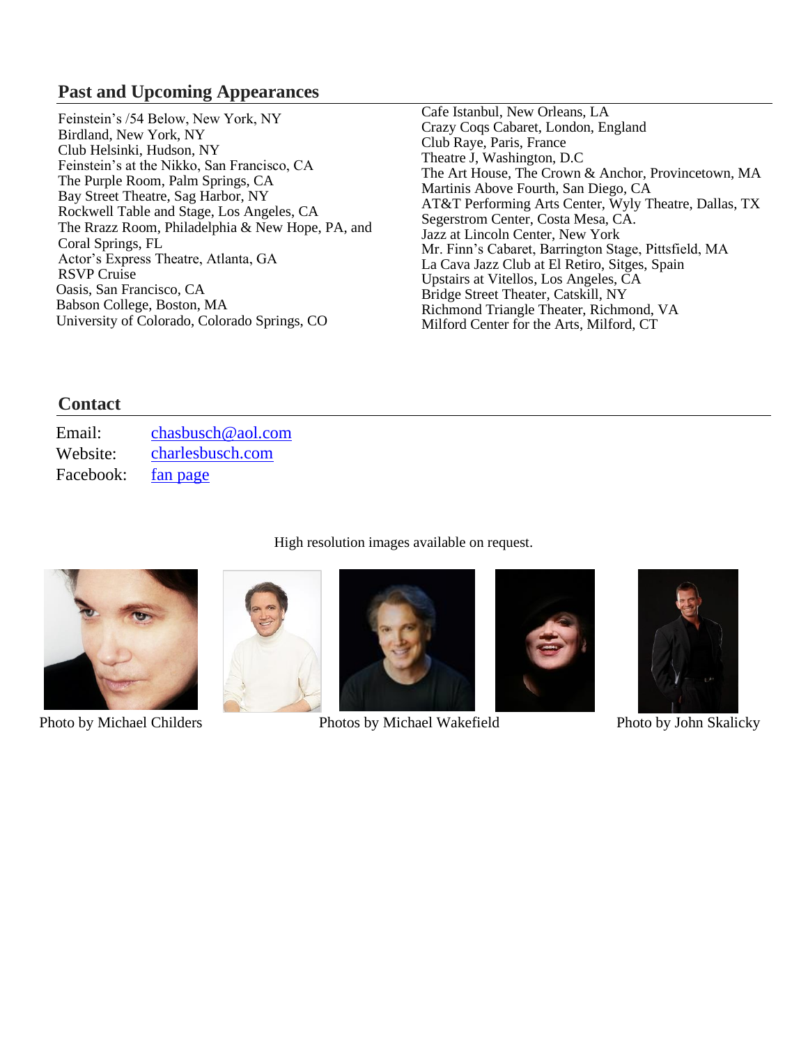## Past and Upcoming Appearances

Feinstein's /54 Below, New York, NY
Birdland, New York, NY
Club Helsinki, Hudson, NY
Feinstein's at the Nikko, San Francisco, CA
The Purple Room, Palm Springs, CA
Bay Street Theatre, Sag Harbor, NY
Rockwell Table and Stage, Los Angeles, CA
The Rrazz Room, Philadelphia & New Hope, PA, and Coral Springs, FL
Actor's Express Theatre, Atlanta, GA
RSVP Cruise
Oasis, San Francisco, CA
Babson College, Boston, MA
University of Colorado, Colorado Springs, CO
Cafe Istanbul, New Orleans, LA
Crazy Coqs Cabaret, London, England
Club Raye, Paris, France
Theatre J, Washington, D.C
The Art House, The Crown & Anchor, Provincetown, MA
Martinis Above Fourth, San Diego, CA
AT&T Performing Arts Center, Wyly Theatre, Dallas, TX
Segerstrom Center, Costa Mesa, CA.
Jazz at Lincoln Center, New York
Mr. Finn's Cabaret, Barrington Stage, Pittsfield, MA
La Cava Jazz Club at El Retiro, Sitges, Spain
Upstairs at Vitellos, Los Angeles, CA
Bridge Street Theater, Catskill, NY
Richmond Triangle Theater, Richmond, VA
Milford Center for the Arts, Milford, CT

## Contact

Email: chasbusch@aol.com
Website: charlesbusch.com
Facebook: fan page

High resolution images available on request.

Photo by Michael Childers

Photos by Michael Wakefield

Photo by John Skalicky